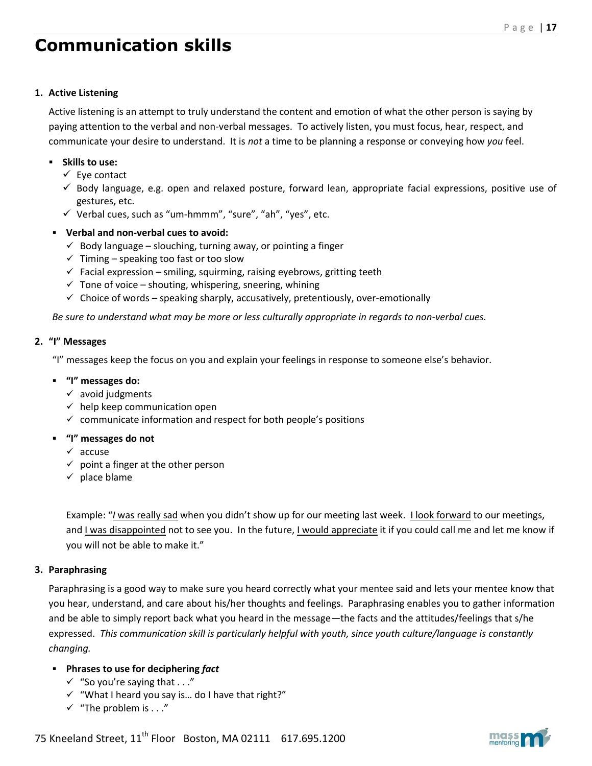# Communication skills

## 1. Active Listening

Active listening is an attempt to truly understand the content and emotion of what the other person is saying by paying attention to the verbal and non-verbal messages. To actively listen, you must focus, hear, respect, and communicate your desire to understand. It is *not* a time to be planning a response or conveying how *you* feel.

- **Skills to use:**
  - ✓ Eye contact
  - ✓ Body language, e.g. open and relaxed posture, forward lean, appropriate facial expressions, positive use of gestures, etc.
  - ✓ Verbal cues, such as "um-hmmm", "sure", "ah", "yes", etc.
- **Verbal and non-verbal cues to avoid:**
  - ✓ Body language – slouching, turning away, or pointing a finger
  - ✓ Timing – speaking too fast or too slow
  - ✓ Facial expression – smiling, squirming, raising eyebrows, gritting teeth
  - ✓ Tone of voice – shouting, whispering, sneering, whining
  - ✓ Choice of words – speaking sharply, accusatively, pretentiously, over-emotionally

*Be sure to understand what may be more or less culturally appropriate in regards to non-verbal cues.*

## 2. "I" Messages

"I" messages keep the focus on you and explain your feelings in response to someone else's behavior.

- **"I" messages do:**
  - ✓ avoid judgments
  - ✓ help keep communication open
  - ✓ communicate information and respect for both people's positions
- **"I" messages do not**
  - ✓ accuse
  - ✓ point a finger at the other person
  - ✓ place blame

Example: "*I* was really sad when you didn't show up for our meeting last week. I look forward to our meetings, and I was disappointed not to see you. In the future, I would appreciate it if you could call me and let me know if you will not be able to make it."

## 3. Paraphrasing

Paraphrasing is a good way to make sure you heard correctly what your mentee said and lets your mentee know that you hear, understand, and care about his/her thoughts and feelings. Paraphrasing enables you to gather information and be able to simply report back what you heard in the message—the facts and the attitudes/feelings that s/he expressed. *This communication skill is particularly helpful with youth, since youth culture/language is constantly changing.*

- **Phrases to use for deciphering *fact***
  - ✓ "So you're saying that . . ."
  - ✓ "What I heard you say is… do I have that right?"
  - ✓ "The problem is . . ."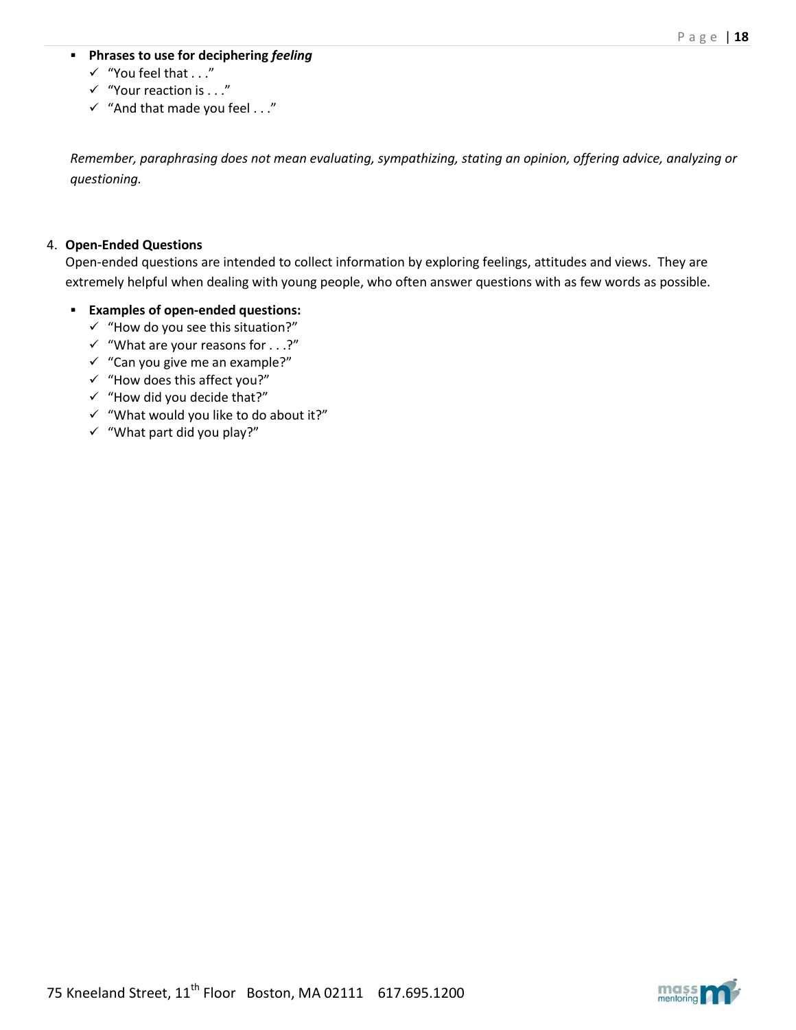- **Phrases to use for deciphering *feeling***
  - ✓ "You feel that . . ."
  - ✓ "Your reaction is . . ."
  - ✓ "And that made you feel . . ."

*Remember, paraphrasing does not mean evaluating, sympathizing, stating an opinion, offering advice, analyzing or questioning.*

4. **Open-Ended Questions**
   Open-ended questions are intended to collect information by exploring feelings, attitudes and views. They are extremely helpful when dealing with young people, who often answer questions with as few words as possible.

   - **Examples of open-ended questions:**
     - ✓ "How do you see this situation?"
     - ✓ "What are your reasons for . . .?"
     - ✓ "Can you give me an example?"
     - ✓ "How does this affect you?"
     - ✓ "How did you decide that?"
     - ✓ "What would you like to do about it?"
     - ✓ "What part did you play?"